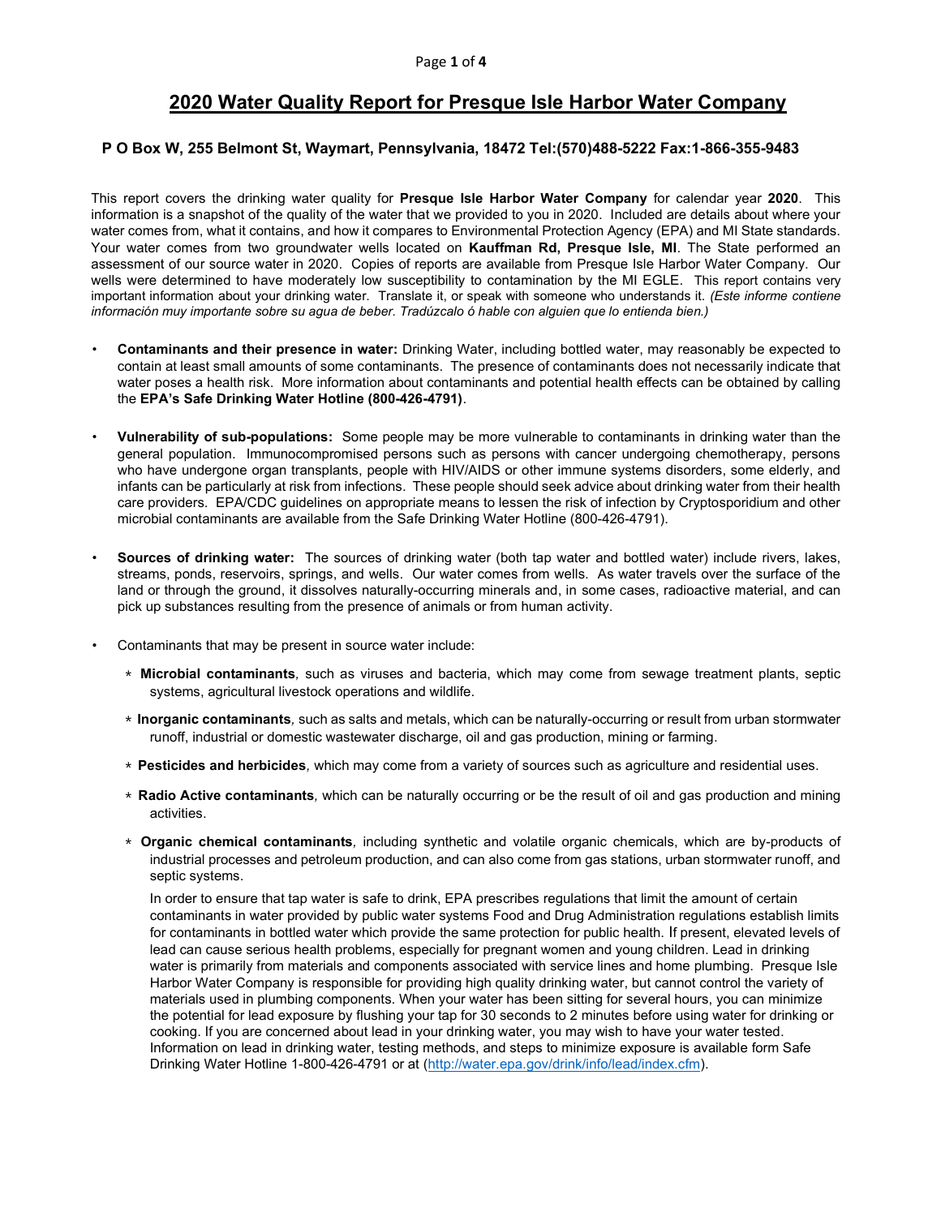# 2020 Water Quality Report for Presque Isle Harbor Water Company

**P O Box W, 255 Belmont St, Waymart, Pennsylvania, 18472 Tel:(570)488-5222 Fax:1-866-355-9483**

This report covers the drinking water quality for **Presque Isle Harbor Water Company** for calendar year **2020**. This information is a snapshot of the quality of the water that we provided to you in 2020. Included are details about where your water comes from, what it contains, and how it compares to Environmental Protection Agency (EPA) and MI State standards. Your water comes from two groundwater wells located on **Kauffman Rd, Presque Isle, MI**. The State performed an assessment of our source water in 2020. Copies of reports are available from Presque Isle Harbor Water Company. Our wells were determined to have moderately low susceptibility to contamination by the MI EGLE. This report contains very important information about your drinking water. Translate it, or speak with someone who understands it. *(Este informe contiene información muy importante sobre su agua de beber. Tradúzcalo ó hable con alguien que lo entienda bien.)*

- **Contaminants and their presence in water:** Drinking Water, including bottled water, may reasonably be expected to contain at least small amounts of some contaminants. The presence of contaminants does not necessarily indicate that water poses a health risk. More information about contaminants and potential health effects can be obtained by calling the **EPA's Safe Drinking Water Hotline (800-426-4791)**.

- **Vulnerability of sub-populations:** Some people may be more vulnerable to contaminants in drinking water than the general population. Immunocompromised persons such as persons with cancer undergoing chemotherapy, persons who have undergone organ transplants, people with HIV/AIDS or other immune systems disorders, some elderly, and infants can be particularly at risk from infections. These people should seek advice about drinking water from their health care providers. EPA/CDC guidelines on appropriate means to lessen the risk of infection by Cryptosporidium and other microbial contaminants are available from the Safe Drinking Water Hotline (800-426-4791).

- **Sources of drinking water:** The sources of drinking water (both tap water and bottled water) include rivers, lakes, streams, ponds, reservoirs, springs, and wells. Our water comes from wells. As water travels over the surface of the land or through the ground, it dissolves naturally-occurring minerals and, in some cases, radioactive material, and can pick up substances resulting from the presence of animals or from human activity.

- Contaminants that may be present in source water include:

  - **Microbial contaminants***,* such as viruses and bacteria, which may come from sewage treatment plants, septic systems, agricultural livestock operations and wildlife.
  - **Inorganic contaminants***,* such as salts and metals, which can be naturally-occurring or result from urban stormwater runoff, industrial or domestic wastewater discharge, oil and gas production, mining or farming.
  - **Pesticides and herbicides***,* which may come from a variety of sources such as agriculture and residential uses.
  - **Radio Active contaminants***,* which can be naturally occurring or be the result of oil and gas production and mining activities.
  - **Organic chemical contaminants***,* including synthetic and volatile organic chemicals, which are by-products of industrial processes and petroleum production, and can also come from gas stations, urban stormwater runoff, and septic systems.

  In order to ensure that tap water is safe to drink, EPA prescribes regulations that limit the amount of certain contaminants in water provided by public water systems Food and Drug Administration regulations establish limits for contaminants in bottled water which provide the same protection for public health. If present, elevated levels of lead can cause serious health problems, especially for pregnant women and young children. Lead in drinking water is primarily from materials and components associated with service lines and home plumbing. Presque Isle Harbor Water Company is responsible for providing high quality drinking water, but cannot control the variety of materials used in plumbing components. When your water has been sitting for several hours, you can minimize the potential for lead exposure by flushing your tap for 30 seconds to 2 minutes before using water for drinking or cooking. If you are concerned about lead in your drinking water, you may wish to have your water tested. Information on lead in drinking water, testing methods, and steps to minimize exposure is available form Safe Drinking Water Hotline 1-800-426-4791 or at (http://water.epa.gov/drink/info/lead/index.cfm).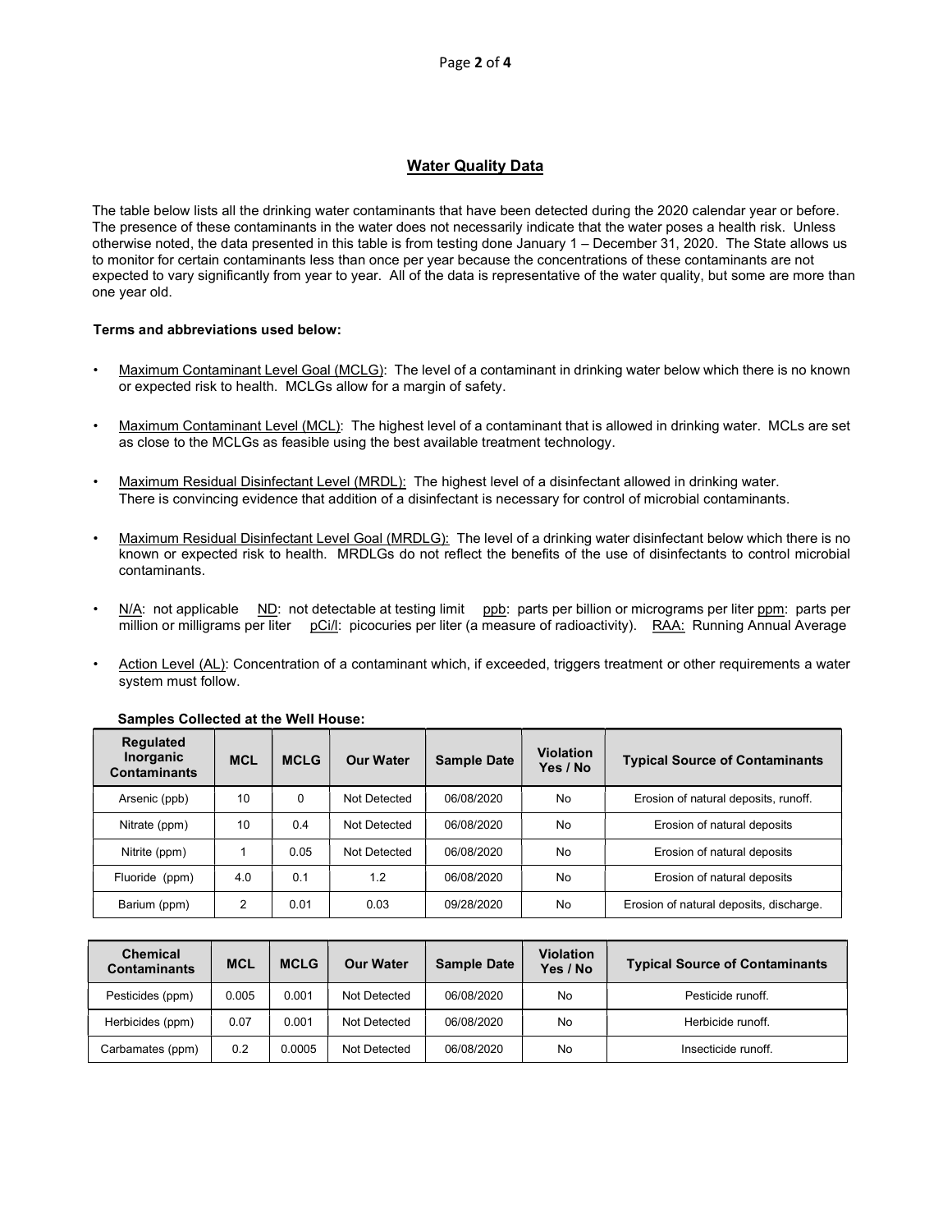## Water Quality Data

The table below lists all the drinking water contaminants that have been detected during the 2020 calendar year or before. The presence of these contaminants in the water does not necessarily indicate that the water poses a health risk. Unless otherwise noted, the data presented in this table is from testing done January 1 – December 31, 2020. The State allows us to monitor for certain contaminants less than once per year because the concentrations of these contaminants are not expected to vary significantly from year to year. All of the data is representative of the water quality, but some are more than one year old.

**Terms and abbreviations used below:**

- Maximum Contaminant Level Goal (MCLG): The level of a contaminant in drinking water below which there is no known or expected risk to health. MCLGs allow for a margin of safety.
- Maximum Contaminant Level (MCL): The highest level of a contaminant that is allowed in drinking water. MCLs are set as close to the MCLGs as feasible using the best available treatment technology.
- Maximum Residual Disinfectant Level (MRDL): The highest level of a disinfectant allowed in drinking water. There is convincing evidence that addition of a disinfectant is necessary for control of microbial contaminants.
- Maximum Residual Disinfectant Level Goal (MRDLG): The level of a drinking water disinfectant below which there is no known or expected risk to health. MRDLGs do not reflect the benefits of the use of disinfectants to control microbial contaminants.
- N/A: not applicable ND: not detectable at testing limit ppb: parts per billion or micrograms per liter ppm: parts per million or milligrams per liter pCi/l: picocuries per liter (a measure of radioactivity). RAA: Running Annual Average
- Action Level (AL): Concentration of a contaminant which, if exceeded, triggers treatment or other requirements a water system must follow.

**Samples Collected at the Well House:**

| Regulated Inorganic Contaminants | MCL | MCLG | Our Water | Sample Date | Violation Yes / No | Typical Source of Contaminants |
|---|---|---|---|---|---|---|
| Arsenic (ppb) | 10 | 0 | Not Detected | 06/08/2020 | No | Erosion of natural deposits, runoff. |
| Nitrate (ppm) | 10 | 0.4 | Not Detected | 06/08/2020 | No | Erosion of natural deposits |
| Nitrite (ppm) | 1 | 0.05 | Not Detected | 06/08/2020 | No | Erosion of natural deposits |
| Fluoride (ppm) | 4.0 | 0.1 | 1.2 | 06/08/2020 | No | Erosion of natural deposits |
| Barium (ppm) | 2 | 0.01 | 0.03 | 09/28/2020 | No | Erosion of natural deposits, discharge. |

| Chemical Contaminants | MCL | MCLG | Our Water | Sample Date | Violation Yes / No | Typical Source of Contaminants |
|---|---|---|---|---|---|---|
| Pesticides (ppm) | 0.005 | 0.001 | Not Detected | 06/08/2020 | No | Pesticide runoff. |
| Herbicides (ppm) | 0.07 | 0.001 | Not Detected | 06/08/2020 | No | Herbicide runoff. |
| Carbamates (ppm) | 0.2 | 0.0005 | Not Detected | 06/08/2020 | No | Insecticide runoff. |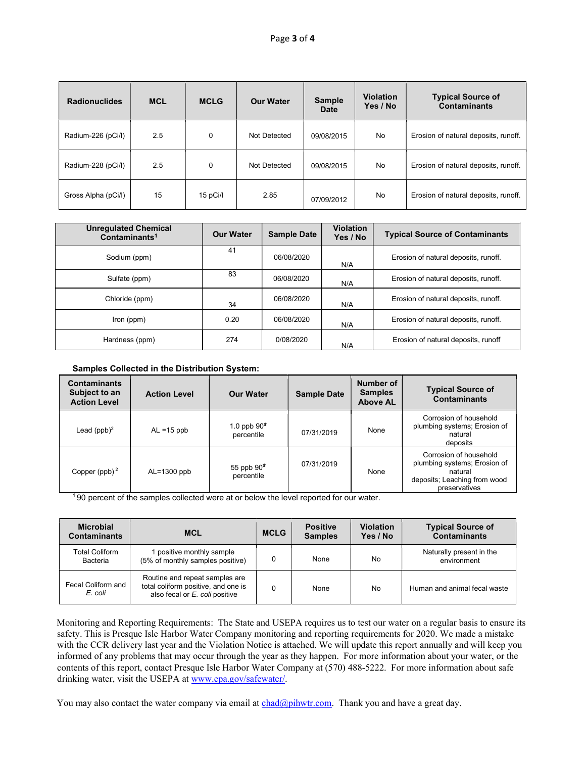| Radionuclides | MCL | MCLG | Our Water | Sample Date | Violation Yes / No | Typical Source of Contaminants |
|---|---|---|---|---|---|---|
| Radium-226 (pCi/l) | 2.5 | 0 | Not Detected | 09/08/2015 | No | Erosion of natural deposits, runoff. |
| Radium-228 (pCi/l) | 2.5 | 0 | Not Detected | 09/08/2015 | No | Erosion of natural deposits, runoff. |
| Gross Alpha (pCi/l) | 15 | 15 pCi/l | 2.85 | 07/09/2012 | No | Erosion of natural deposits, runoff. |

| Unregulated Chemical Contaminants[1] | Our Water | Sample Date | Violation Yes / No | Typical Source of Contaminants |
|---|---|---|---|---|
| Sodium (ppm) | 41 | 06/08/2020 | N/A | Erosion of natural deposits, runoff. |
| Sulfate (ppm) | 83 | 06/08/2020 | N/A | Erosion of natural deposits, runoff. |
| Chloride (ppm) | 34 | 06/08/2020 | N/A | Erosion of natural deposits, runoff. |
| Iron (ppm) | 0.20 | 06/08/2020 | N/A | Erosion of natural deposits, runoff. |
| Hardness (ppm) | 274 | 0/08/2020 | N/A | Erosion of natural deposits, runoff |

**Samples Collected in the Distribution System:**

| Contaminants Subject to an Action Level | Action Level | Our Water | Sample Date | Number of Samples Above AL | Typical Source of Contaminants |
|---|---|---|---|---|---|
| Lead (ppb)[2] | AL =15 ppb | 1.0 ppb 90th percentile | 07/31/2019 | None | Corrosion of household plumbing systems; Erosion of natural deposits |
| Copper (ppb)[2] | AL=1300 ppb | 55 ppb 90th percentile | 07/31/2019 | None | Corrosion of household plumbing systems; Erosion of natural deposits; Leaching from wood preservatives |

[1] 90 percent of the samples collected were at or below the level reported for our water.

| Microbial Contaminants | MCL | MCLG | Positive Samples | Violation Yes / No | Typical Source of Contaminants |
|---|---|---|---|---|---|
| Total Coliform Bacteria | 1 positive monthly sample (5% of monthly samples positive) | 0 | None | No | Naturally present in the environment |
| Fecal Coliform and *E. coli* | Routine and repeat samples are total coliform positive, and one is also fecal or *E. coli* positive | 0 | None | No | Human and animal fecal waste |

Monitoring and Reporting Requirements: The State and USEPA requires us to test our water on a regular basis to ensure its safety. This is Presque Isle Harbor Water Company monitoring and reporting requirements for 2020. We made a mistake with the CCR delivery last year and the Violation Notice is attached. We will update this report annually and will keep you informed of any problems that may occur through the year as they happen. For more information about your water, or the contents of this report, contact Presque Isle Harbor Water Company at (570) 488-5222. For more information about safe drinking water, visit the USEPA at www.epa.gov/safewater/.

You may also contact the water company via email at chad@pihwtr.com. Thank you and have a great day.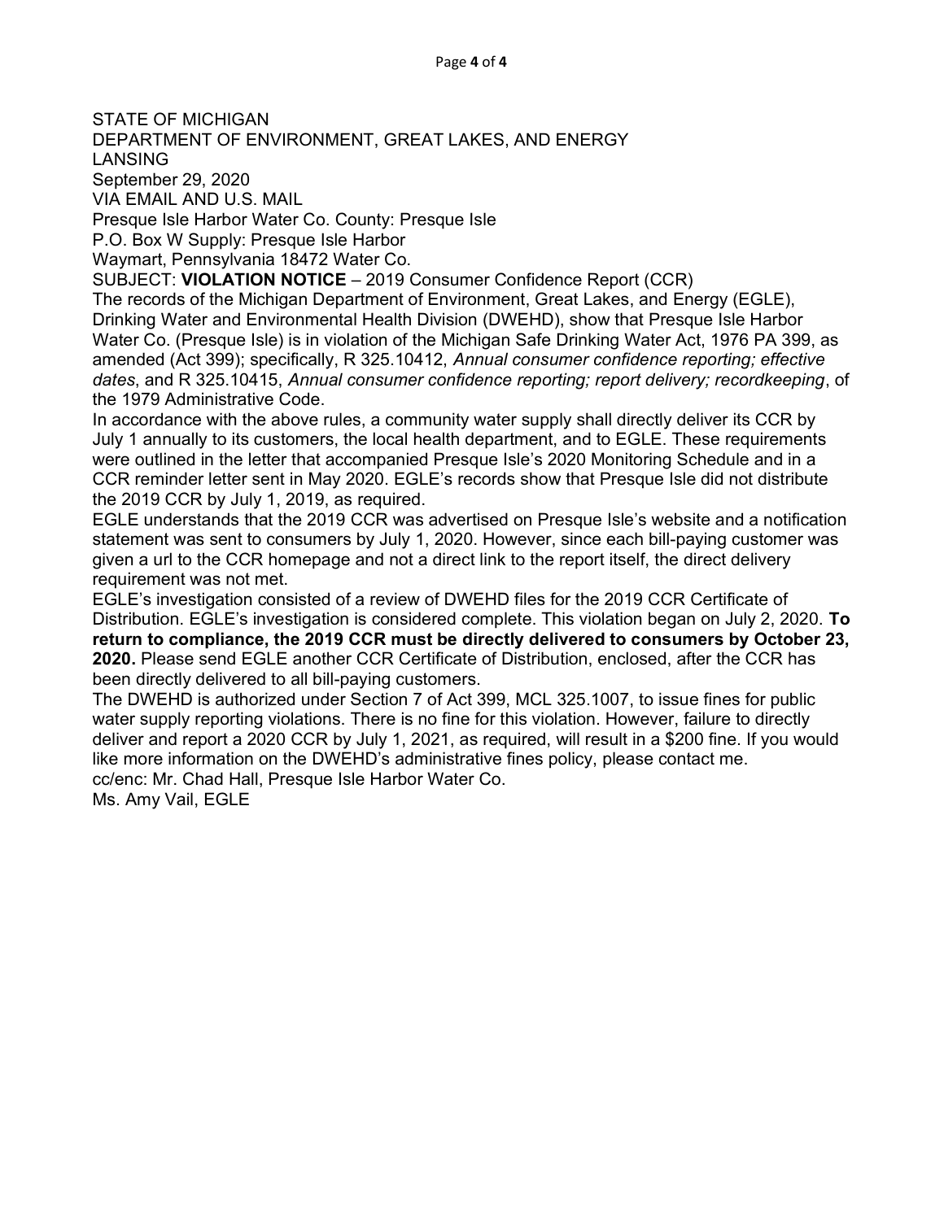STATE OF MICHIGAN
DEPARTMENT OF ENVIRONMENT, GREAT LAKES, AND ENERGY
LANSING
September 29, 2020
VIA EMAIL AND U.S. MAIL
Presque Isle Harbor Water Co. County: Presque Isle
P.O. Box W Supply: Presque Isle Harbor
Waymart, Pennsylvania 18472 Water Co.

SUBJECT: **VIOLATION NOTICE** – 2019 Consumer Confidence Report (CCR)

The records of the Michigan Department of Environment, Great Lakes, and Energy (EGLE), Drinking Water and Environmental Health Division (DWEHD), show that Presque Isle Harbor Water Co. (Presque Isle) is in violation of the Michigan Safe Drinking Water Act, 1976 PA 399, as amended (Act 399); specifically, R 325.10412, *Annual consumer confidence reporting; effective dates*, and R 325.10415, *Annual consumer confidence reporting; report delivery; recordkeeping*, of the 1979 Administrative Code.

In accordance with the above rules, a community water supply shall directly deliver its CCR by July 1 annually to its customers, the local health department, and to EGLE. These requirements were outlined in the letter that accompanied Presque Isle's 2020 Monitoring Schedule and in a CCR reminder letter sent in May 2020. EGLE's records show that Presque Isle did not distribute the 2019 CCR by July 1, 2019, as required.

EGLE understands that the 2019 CCR was advertised on Presque Isle's website and a notification statement was sent to consumers by July 1, 2020. However, since each bill-paying customer was given a url to the CCR homepage and not a direct link to the report itself, the direct delivery requirement was not met.

EGLE's investigation consisted of a review of DWEHD files for the 2019 CCR Certificate of Distribution. EGLE's investigation is considered complete. This violation began on July 2, 2020. **To return to compliance, the 2019 CCR must be directly delivered to consumers by October 23, 2020.** Please send EGLE another CCR Certificate of Distribution, enclosed, after the CCR has been directly delivered to all bill-paying customers.

The DWEHD is authorized under Section 7 of Act 399, MCL 325.1007, to issue fines for public water supply reporting violations. There is no fine for this violation. However, failure to directly deliver and report a 2020 CCR by July 1, 2021, as required, will result in a $200 fine. If you would like more information on the DWEHD's administrative fines policy, please contact me.

cc/enc: Mr. Chad Hall, Presque Isle Harbor Water Co.
Ms. Amy Vail, EGLE